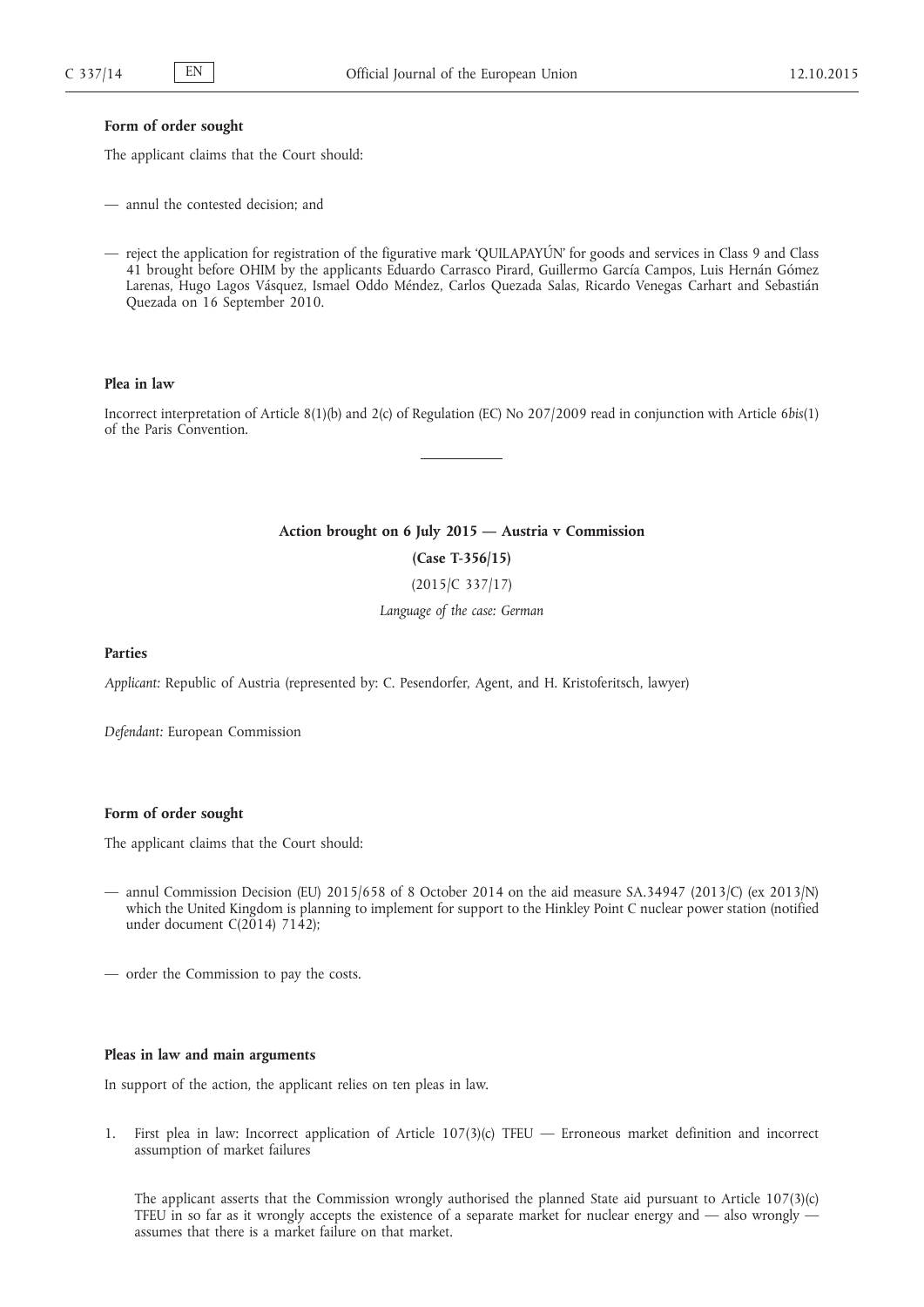**Form of order sought**

The applicant claims that the Court should:

— annul the contested decision; and

— reject the application for registration of the figurative mark 'QUILAPAYÚN' for goods and services in Class 9 and Class 41 brought before OHIM by the applicants Eduardo Carrasco Pirard, Guillermo García Campos, Luis Hernán Gómez Larenas, Hugo Lagos Vásquez, Ismael Oddo Méndez, Carlos Quezada Salas, Ricardo Venegas Carhart and Sebastián Quezada on 16 September 2010.

**Plea in law**

Incorrect interpretation of Article 8(1)(b) and 2(c) of Regulation (EC) No 207/2009 read in conjunction with Article 6*bis*(1) of the Paris Convention.

---

**Action brought on 6 July 2015 — Austria v Commission**

**(Case T-356/15)**

(2015/C 337/17)

*Language of the case: German*

**Parties**

*Applicant:* Republic of Austria (represented by: C. Pesendorfer, Agent, and H. Kristoferitsch, lawyer)

*Defendant:* European Commission

**Form of order sought**

The applicant claims that the Court should:

— annul Commission Decision (EU) 2015/658 of 8 October 2014 on the aid measure SA.34947 (2013/C) (ex 2013/N) which the United Kingdom is planning to implement for support to the Hinkley Point C nuclear power station (notified under document C(2014) 7142);

— order the Commission to pay the costs.

**Pleas in law and main arguments**

In support of the action, the applicant relies on ten pleas in law.

1. First plea in law: Incorrect application of Article 107(3)(c) TFEU — Erroneous market definition and incorrect assumption of market failures

   The applicant asserts that the Commission wrongly authorised the planned State aid pursuant to Article 107(3)(c) TFEU in so far as it wrongly accepts the existence of a separate market for nuclear energy and — also wrongly — assumes that there is a market failure on that market.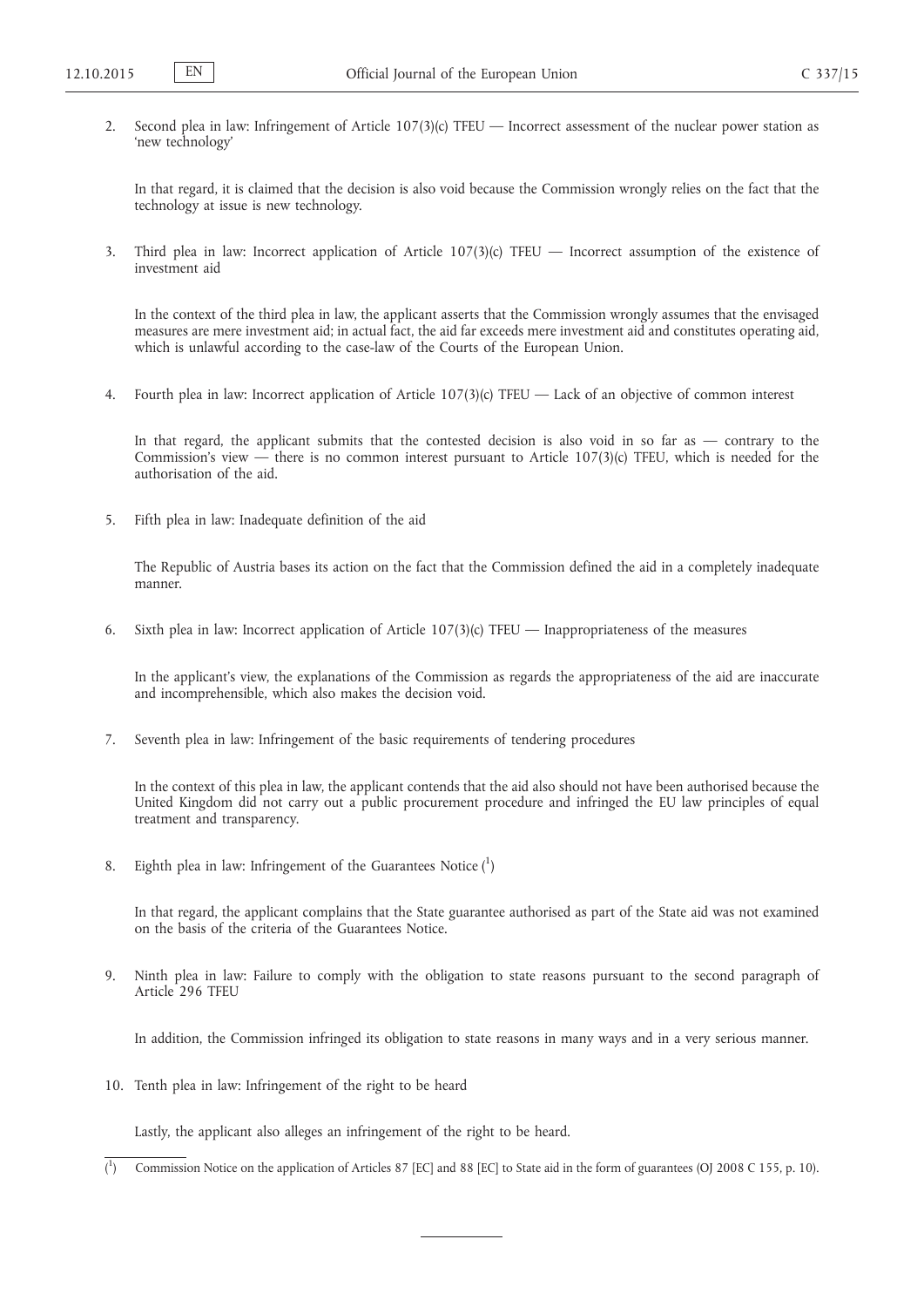2. Second plea in law: Infringement of Article 107(3)(c) TFEU — Incorrect assessment of the nuclear power station as 'new technology'

   In that regard, it is claimed that the decision is also void because the Commission wrongly relies on the fact that the technology at issue is new technology.

3. Third plea in law: Incorrect application of Article 107(3)(c) TFEU — Incorrect assumption of the existence of investment aid

   In the context of the third plea in law, the applicant asserts that the Commission wrongly assumes that the envisaged measures are mere investment aid; in actual fact, the aid far exceeds mere investment aid and constitutes operating aid, which is unlawful according to the case-law of the Courts of the European Union.

4. Fourth plea in law: Incorrect application of Article 107(3)(c) TFEU — Lack of an objective of common interest

   In that regard, the applicant submits that the contested decision is also void in so far as — contrary to the Commission's view — there is no common interest pursuant to Article 107(3)(c) TFEU, which is needed for the authorisation of the aid.

5. Fifth plea in law: Inadequate definition of the aid

   The Republic of Austria bases its action on the fact that the Commission defined the aid in a completely inadequate manner.

6. Sixth plea in law: Incorrect application of Article 107(3)(c) TFEU — Inappropriateness of the measures

   In the applicant's view, the explanations of the Commission as regards the appropriateness of the aid are inaccurate and incomprehensible, which also makes the decision void.

7. Seventh plea in law: Infringement of the basic requirements of tendering procedures

   In the context of this plea in law, the applicant contends that the aid also should not have been authorised because the United Kingdom did not carry out a public procurement procedure and infringed the EU law principles of equal treatment and transparency.

8. Eighth plea in law: Infringement of the Guarantees Notice [1]

   In that regard, the applicant complains that the State guarantee authorised as part of the State aid was not examined on the basis of the criteria of the Guarantees Notice.

9. Ninth plea in law: Failure to comply with the obligation to state reasons pursuant to the second paragraph of Article 296 TFEU

   In addition, the Commission infringed its obligation to state reasons in many ways and in a very serious manner.

10. Tenth plea in law: Infringement of the right to be heard

    Lastly, the applicant also alleges an infringement of the right to be heard.

---

[1] Commission Notice on the application of Articles 87 [EC] and 88 [EC] to State aid in the form of guarantees (OJ 2008 C 155, p. 10).